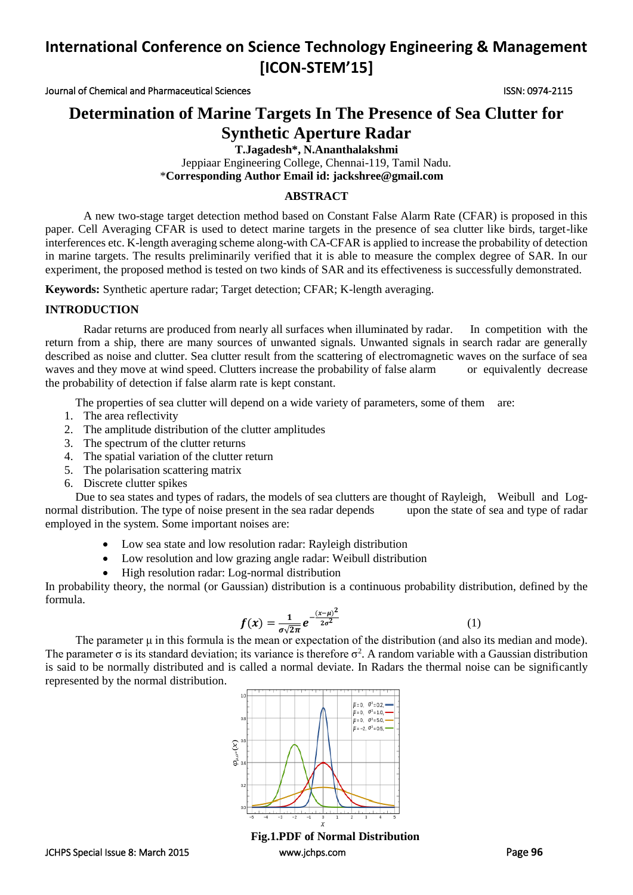# International Conference on Science Technology Engineering & Management [ICON-STEM'15]

Journal of Chemical and Pharmaceutical Sciences ISSN: 0974-2115

# Determination of Marine Targets In The Presence of Sea Clutter for Synthetic Aperture Radar

**T.Jagadesh\*, N.Ananthalakshmi**

Jeppiaar Engineering College, Chennai-119, Tamil Nadu.

\***Corresponding Author Email id: jackshree@gmail.com**

## ABSTRACT

A new two-stage target detection method based on Constant False Alarm Rate (CFAR) is proposed in this paper. Cell Averaging CFAR is used to detect marine targets in the presence of sea clutter like birds, target-like interferences etc. K-length averaging scheme along-with CA-CFAR is applied to increase the probability of detection in marine targets. The results preliminarily verified that it is able to measure the complex degree of SAR. In our experiment, the proposed method is tested on two kinds of SAR and its effectiveness is successfully demonstrated.

**Keywords:** Synthetic aperture radar; Target detection; CFAR; K-length averaging.

## INTRODUCTION

Radar returns are produced from nearly all surfaces when illuminated by radar. In competition with the return from a ship, there are many sources of unwanted signals. Unwanted signals in search radar are generally described as noise and clutter. Sea clutter result from the scattering of electromagnetic waves on the surface of sea waves and they move at wind speed. Clutters increase the probability of false alarm or equivalently decrease the probability of detection if false alarm rate is kept constant.

The properties of sea clutter will depend on a wide variety of parameters, some of them are:

1. The area reflectivity
2. The amplitude distribution of the clutter amplitudes
3. The spectrum of the clutter returns
4. The spatial variation of the clutter return
5. The polarisation scattering matrix
6. Discrete clutter spikes

Due to sea states and types of radars, the models of sea clutters are thought of Rayleigh, Weibull and Log-normal distribution. The type of noise present in the sea radar depends upon the state of sea and type of radar employed in the system. Some important noises are:

- Low sea state and low resolution radar: Rayleigh distribution
- Low resolution and low grazing angle radar: Weibull distribution
- High resolution radar: Log-normal distribution

In probability theory, the normal (or Gaussian) distribution is a continuous probability distribution, defined by the formula.

$$f(x) = \frac{1}{\sigma\sqrt{2\pi}} e^{-\frac{(x-\mu)^2}{2\sigma^2}} \qquad (1)$$

The parameter μ in this formula is the mean or expectation of the distribution (and also its median and mode). The parameter σ is its standard deviation; its variance is therefore $\sigma^2$. A random variable with a Gaussian distribution is said to be normally distributed and is called a normal deviate. In Radars the thermal noise can be significantly represented by the normal distribution.

**Fig.1.PDF of Normal Distribution**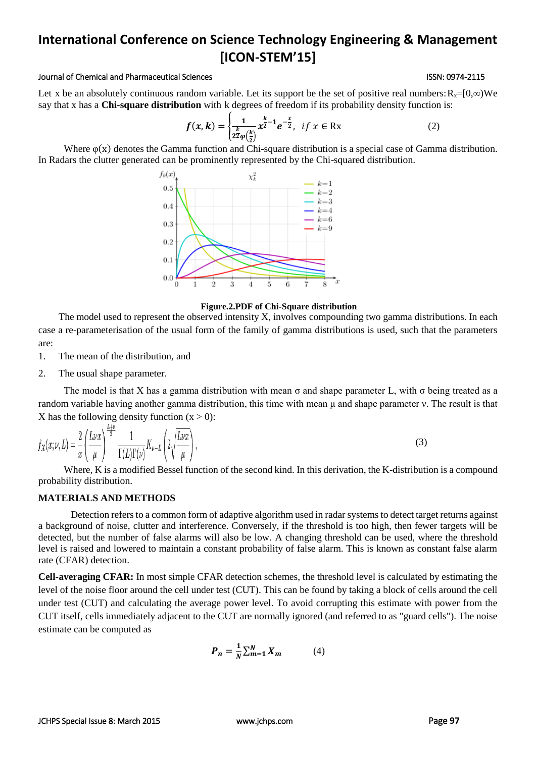Let x be an absolutely continuous random variable. Let its support be the set of positive real numbers: $R_x=[0,\infty)$We say that x has a **Chi-square distribution** with k degrees of freedom if its probability density function is:

$$f(x,k) = \begin{cases} \frac{1}{2^{\frac{k}{2}}\varphi\left(\frac{k}{2}\right)} x^{\frac{k}{2}-1} e^{-\frac{x}{2}}, & if\ x \in \text{Rx} \end{cases} \tag{2}$$

Where φ(x) denotes the Gamma function and Chi-square distribution is a special case of Gamma distribution. In Radars the clutter generated can be prominently represented by the Chi-squared distribution.

**Figure.2.PDF of Chi-Square distribution**

The model used to represent the observed intensity X, involves compounding two gamma distributions. In each case a re-parameterisation of the usual form of the family of gamma distributions is used, such that the parameters are:

1. The mean of the distribution, and
2. The usual shape parameter.

The model is that X has a gamma distribution with mean σ and shape parameter L, with σ being treated as a random variable having another gamma distribution, this time with mean μ and shape parameter ν. The result is that X has the following density function (x > 0):

$$f_X(x;\nu,L) = \frac{2}{x}\left(\frac{L\nu x}{\mu}\right)^{\frac{L+\nu}{2}} \frac{1}{\Gamma(L)\Gamma(\nu)} K_{\nu-L}\left(2\sqrt{\frac{L\nu x}{\mu}}\right), \tag{3}$$

Where, K is a modified Bessel function of the second kind. In this derivation, the K-distribution is a compound probability distribution.

## MATERIALS AND METHODS

Detection refers to a common form of adaptive algorithm used in radar systems to detect target returns against a background of noise, clutter and interference. Conversely, if the threshold is too high, then fewer targets will be detected, but the number of false alarms will also be low. A changing threshold can be used, where the threshold level is raised and lowered to maintain a constant probability of false alarm. This is known as constant false alarm rate (CFAR) detection.

**Cell-averaging CFAR:** In most simple CFAR detection schemes, the threshold level is calculated by estimating the level of the noise floor around the cell under test (CUT). This can be found by taking a block of cells around the cell under test (CUT) and calculating the average power level. To avoid corrupting this estimate with power from the CUT itself, cells immediately adjacent to the CUT are normally ignored (and referred to as "guard cells"). The noise estimate can be computed as

$$P_n = \frac{1}{N}\sum_{m=1}^{N} X_m \tag{4}$$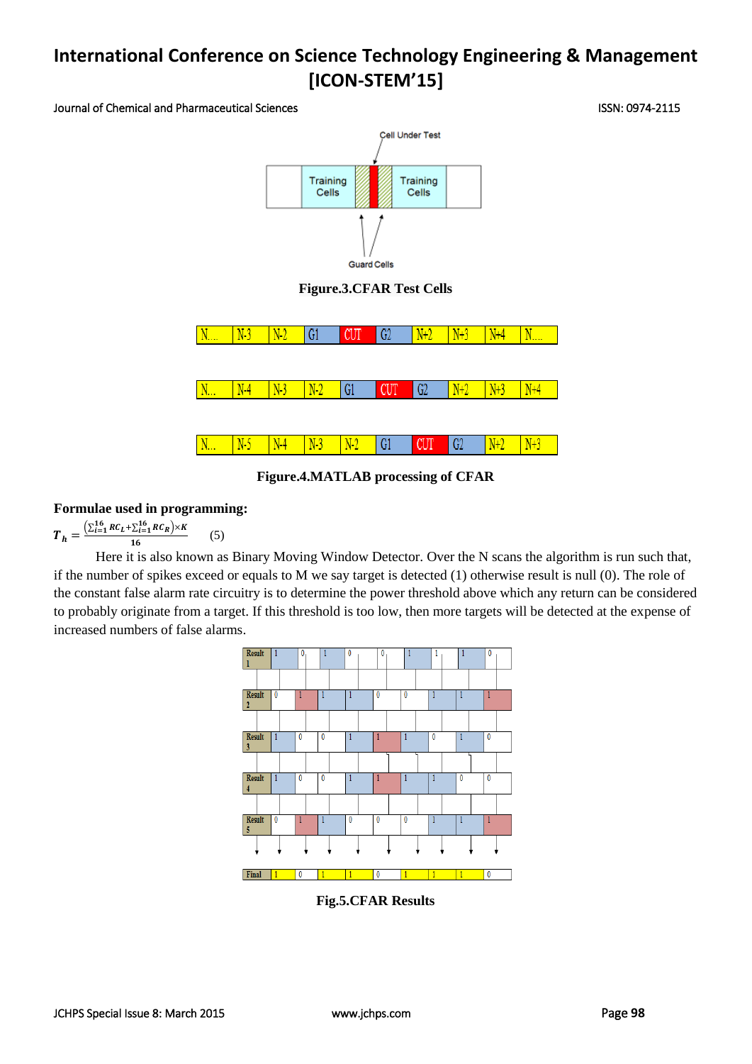Figure.3.CFAR Test Cells

| N... | N-3 | N-2 | G1 | CUT | G2 | N+2 | N+3 | N+4 | N... |
|---|---|---|---|---|---|---|---|---|---|

| N... | N-4 | N-3 | N-2 | G1 | CUT | G2 | N+2 | N+3 | N+4 |
|---|---|---|---|---|---|---|---|---|---|

| N... | N-5 | N-4 | N-3 | N-2 | G1 | CUT | G2 | N+2 | N+3 |
|---|---|---|---|---|---|---|---|---|---|

Figure.4.MATLAB processing of CFAR

**Formulae used in programming:**

$$T_h = \frac{\left(\sum_{i=1}^{16} RC_L + \sum_{i=1}^{16} RC_R\right) \times K}{16} \qquad (5)$$

Here it is also known as Binary Moving Window Detector. Over the N scans the algorithm is run such that, if the number of spikes exceed or equals to M we say target is detected (1) otherwise result is null (0). The role of the constant false alarm rate circuitry is to determine the power threshold above which any return can be considered to probably originate from a target. If this threshold is too low, then more targets will be detected at the expense of increased numbers of false alarms.

| Result 1 | 1 | 0 | 1 | 0 | 0 | 1 | 1 | 1 | 0 |
|---|---|---|---|---|---|---|---|---|---|
| Result 2 | 0 | 1 | 1 | 1 | 0 | 0 | 1 | 1 | 1 |
| Result 3 | 1 | 0 | 0 | 1 | 1 | 1 | 0 | 1 | 0 |
| Result 4 | 1 | 0 | 0 | 1 | 1 | 1 | 1 | 0 | 0 |
| Result 5 | 0 | 1 | 1 | 0 | 0 | 0 | 1 | 1 | 1 |
| Final | 1 | 0 | 1 | 1 | 0 | 1 | 1 | 1 | 0 |

Fig.5.CFAR Results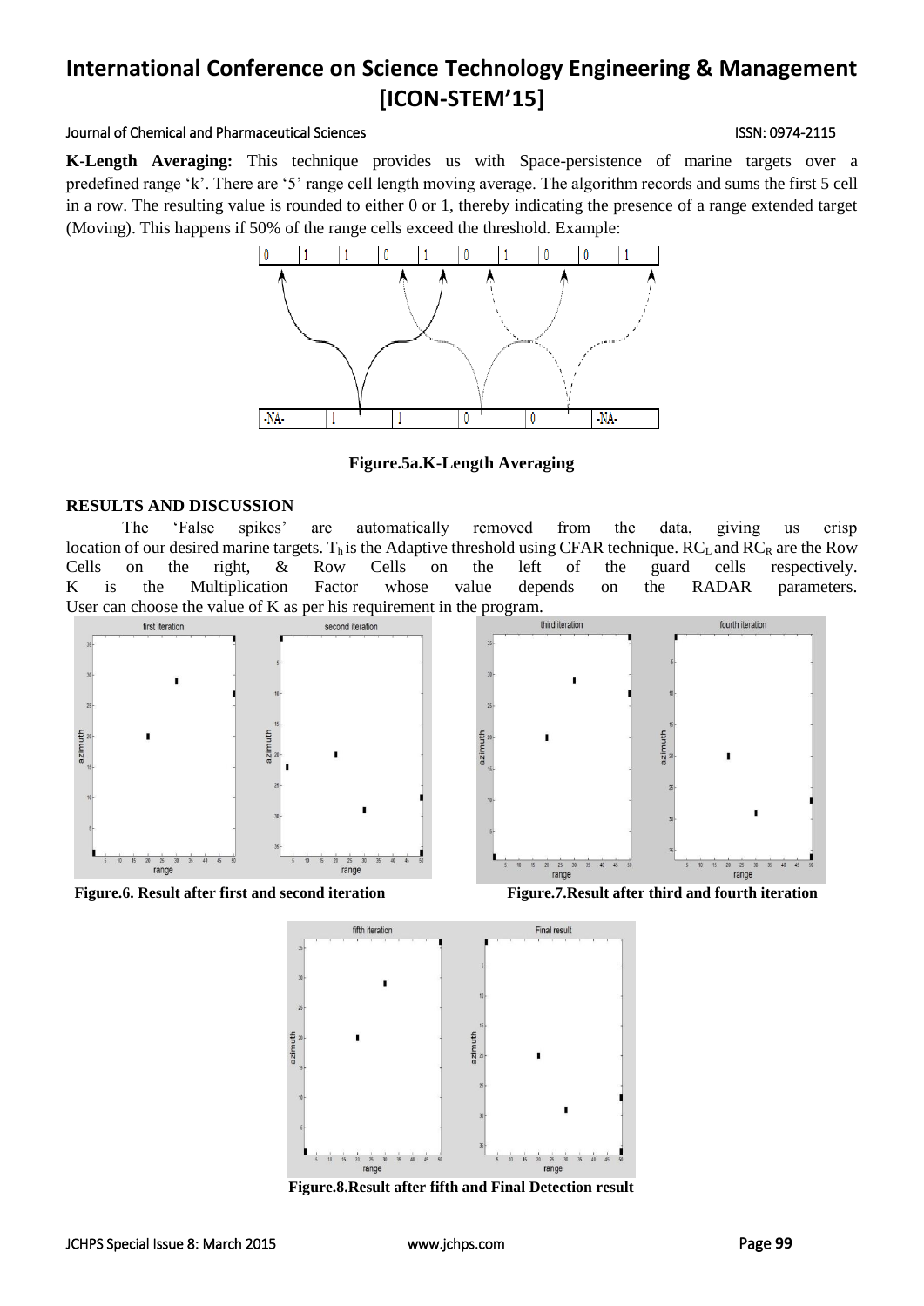**K-Length Averaging:** This technique provides us with Space-persistence of marine targets over a predefined range 'k'. There are '5' range cell length moving average. The algorithm records and sums the first 5 cell in a row. The resulting value is rounded to either 0 or 1, thereby indicating the presence of a range extended target (Moving). This happens if 50% of the range cells exceed the threshold. Example:

**Figure.5a.K-Length Averaging**

## RESULTS AND DISCUSSION

The 'False spikes' are automatically removed from the data, giving us crisp location of our desired marine targets. $T_h$ is the Adaptive threshold using CFAR technique. $RC_L$ and $RC_R$ are the Row Cells on the right, & Row Cells on the left of the guard cells respectively. K is the Multiplication Factor whose value depends on the RADAR parameters. User can choose the value of K as per his requirement in the program.

**Figure.6. Result after first and second iteration**

**Figure.7.Result after third and fourth iteration**

**Figure.8.Result after fifth and Final Detection result**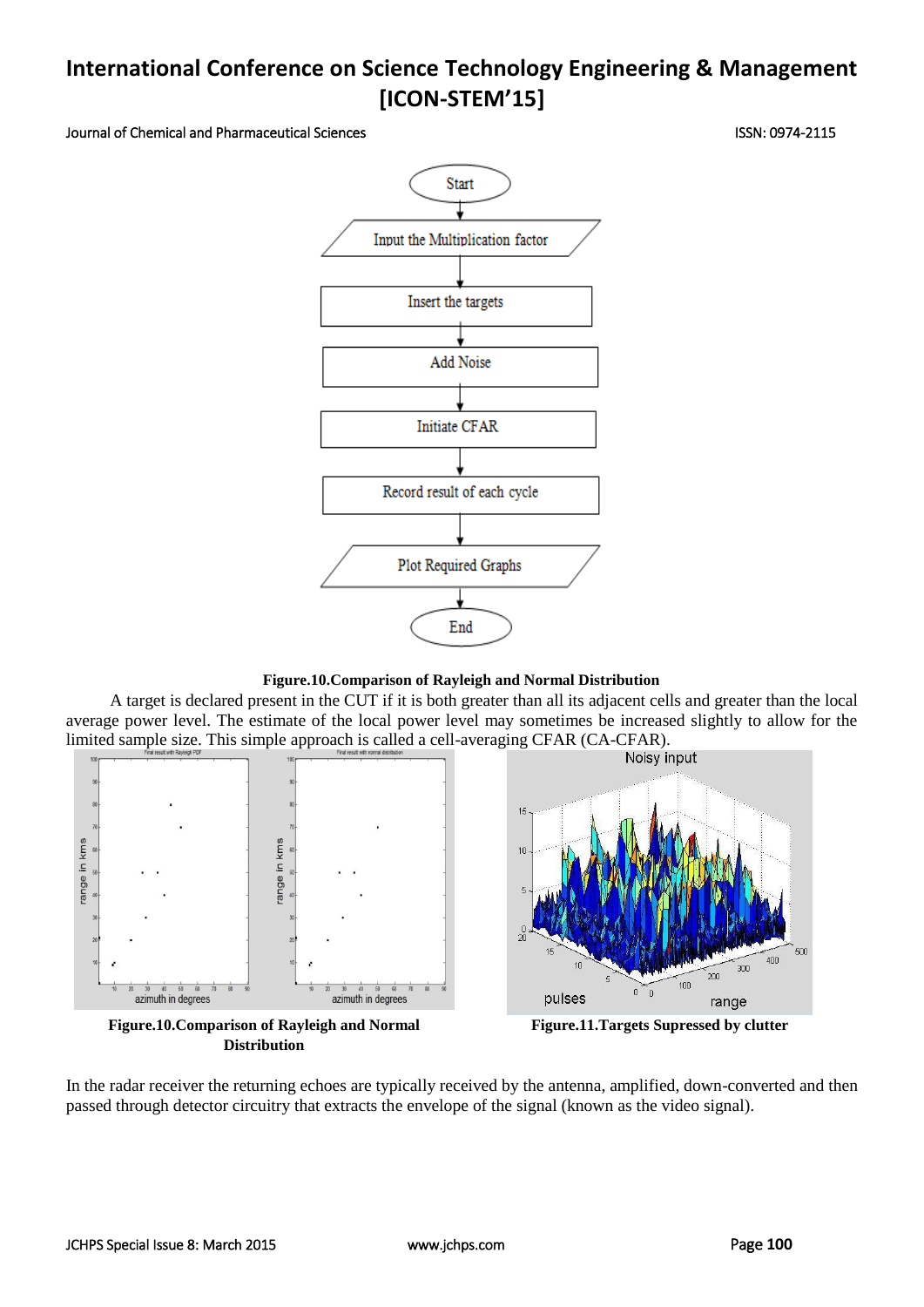Figure.10.Comparison of Rayleigh and Normal Distribution

A target is declared present in the CUT if it is both greater than all its adjacent cells and greater than the local average power level. The estimate of the local power level may sometimes be increased slightly to allow for the limited sample size. This simple approach is called a cell-averaging CFAR (CA-CFAR).

Figure.10.Comparison of Rayleigh and Normal Distribution

Figure.11.Targets Supressed by clutter

In the radar receiver the returning echoes are typically received by the antenna, amplified, down-converted and then passed through detector circuitry that extracts the envelope of the signal (known as the video signal).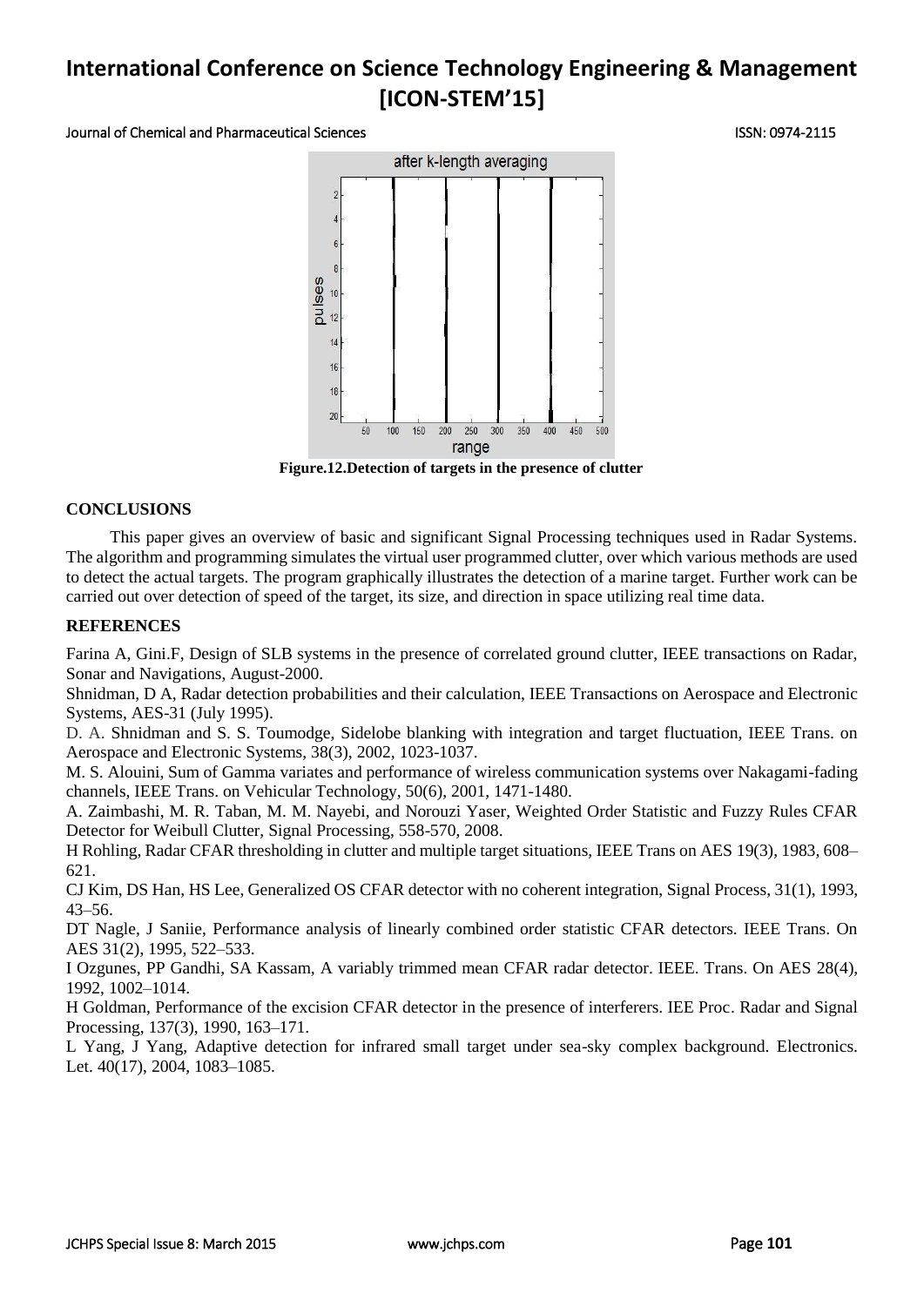after k-length averaging

pulses

2
4
6
8
10
12
14
16
18
20

50 100 150 200 250 300 350 400 450 500

range

**Figure.12.Detection of targets in the presence of clutter**

## CONCLUSIONS

This paper gives an overview of basic and significant Signal Processing techniques used in Radar Systems. The algorithm and programming simulates the virtual user programmed clutter, over which various methods are used to detect the actual targets. The program graphically illustrates the detection of a marine target. Further work can be carried out over detection of speed of the target, its size, and direction in space utilizing real time data.

## REFERENCES

Farina A, Gini.F, Design of SLB systems in the presence of correlated ground clutter, IEEE transactions on Radar, Sonar and Navigations, August-2000.

Shnidman, D A, Radar detection probabilities and their calculation, IEEE Transactions on Aerospace and Electronic Systems, AES-31 (July 1995).

D. A. Shnidman and S. S. Toumodge, Sidelobe blanking with integration and target fluctuation, IEEE Trans. on Aerospace and Electronic Systems, 38(3), 2002, 1023-1037.

M. S. Alouini, Sum of Gamma variates and performance of wireless communication systems over Nakagami-fading channels, IEEE Trans. on Vehicular Technology, 50(6), 2001, 1471-1480.

A. Zaimbashi, M. R. Taban, M. M. Nayebi, and Norouzi Yaser, Weighted Order Statistic and Fuzzy Rules CFAR Detector for Weibull Clutter, Signal Processing, 558-570, 2008.

H Rohling, Radar CFAR thresholding in clutter and multiple target situations, IEEE Trans on AES 19(3), 1983, 608–621.

CJ Kim, DS Han, HS Lee, Generalized OS CFAR detector with no coherent integration, Signal Process, 31(1), 1993, 43–56.

DT Nagle, J Saniie, Performance analysis of linearly combined order statistic CFAR detectors. IEEE Trans. On AES 31(2), 1995, 522–533.

I Ozgunes, PP Gandhi, SA Kassam, A variably trimmed mean CFAR radar detector. IEEE. Trans. On AES 28(4), 1992, 1002–1014.

H Goldman, Performance of the excision CFAR detector in the presence of interferers. IEE Proc. Radar and Signal Processing, 137(3), 1990, 163–171.

L Yang, J Yang, Adaptive detection for infrared small target under sea-sky complex background. Electronics. Let. 40(17), 2004, 1083–1085.